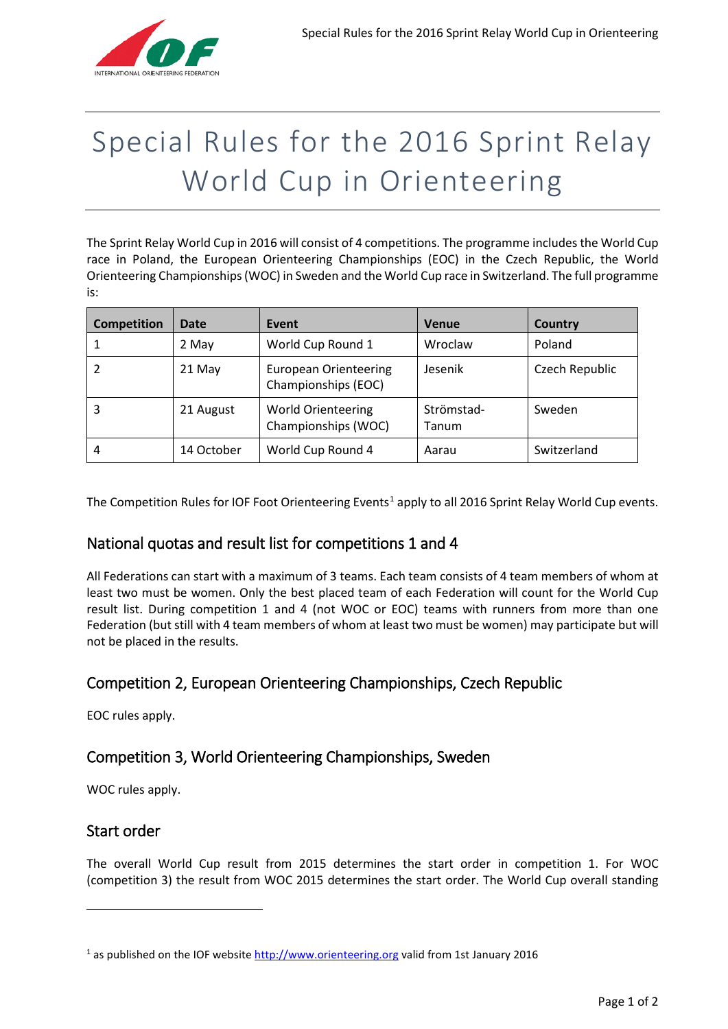# Special Rules for the 2016 Sprint Relay World Cup in Orienteering

The Sprint Relay World Cup in 2016 will consist of 4 competitions. The programme includes the World Cup race in Poland, the European Orienteering Championships (EOC) in the Czech Republic, the World Orienteering Championships (WOC) in Sweden and the World Cup race in Switzerland. The full programme is:

| Competition | Date | Event | Venue | Country |
|---|---|---|---|---|
| 1 | 2 May | World Cup Round 1 | Wroclaw | Poland |
| 2 | 21 May | European Orienteering Championships (EOC) | Jesenik | Czech Republic |
| 3 | 21 August | World Orienteering Championships (WOC) | Strömstad-Tanum | Sweden |
| 4 | 14 October | World Cup Round 4 | Aarau | Switzerland |

The Competition Rules for IOF Foot Orienteering Events[1] apply to all 2016 Sprint Relay World Cup events.

## National quotas and result list for competitions 1 and 4

All Federations can start with a maximum of 3 teams. Each team consists of 4 team members of whom at least two must be women. Only the best placed team of each Federation will count for the World Cup result list. During competition 1 and 4 (not WOC or EOC) teams with runners from more than one Federation (but still with 4 team members of whom at least two must be women) may participate but will not be placed in the results.

## Competition 2, European Orienteering Championships, Czech Republic

EOC rules apply.

## Competition 3, World Orienteering Championships, Sweden

WOC rules apply.

## Start order

The overall World Cup result from 2015 determines the start order in competition 1. For WOC (competition 3) the result from WOC 2015 determines the start order. The World Cup overall standing

[1] as published on the IOF website http://www.orienteering.org valid from 1st January 2016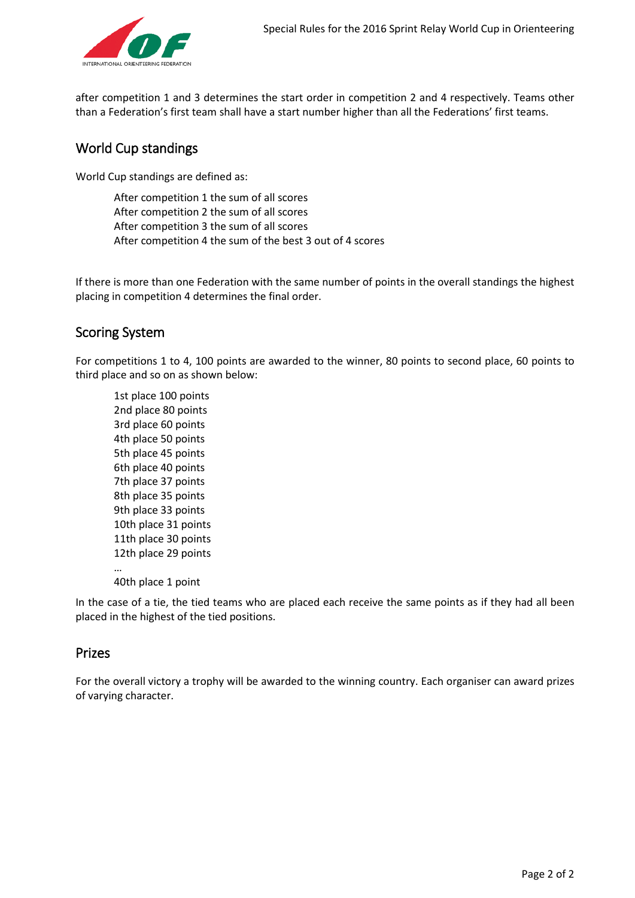after competition 1 and 3 determines the start order in competition 2 and 4 respectively. Teams other than a Federation's first team shall have a start number higher than all the Federations' first teams.

## World Cup standings

World Cup standings are defined as:

After competition 1 the sum of all scores
After competition 2 the sum of all scores
After competition 3 the sum of all scores
After competition 4 the sum of the best 3 out of 4 scores

If there is more than one Federation with the same number of points in the overall standings the highest placing in competition 4 determines the final order.

## Scoring System

For competitions 1 to 4, 100 points are awarded to the winner, 80 points to second place, 60 points to third place and so on as shown below:

1st place 100 points
2nd place 80 points
3rd place 60 points
4th place 50 points
5th place 45 points
6th place 40 points
7th place 37 points
8th place 35 points
9th place 33 points
10th place 31 points
11th place 30 points
12th place 29 points
…
40th place 1 point

In the case of a tie, the tied teams who are placed each receive the same points as if they had all been placed in the highest of the tied positions.

## Prizes

For the overall victory a trophy will be awarded to the winning country. Each organiser can award prizes of varying character.